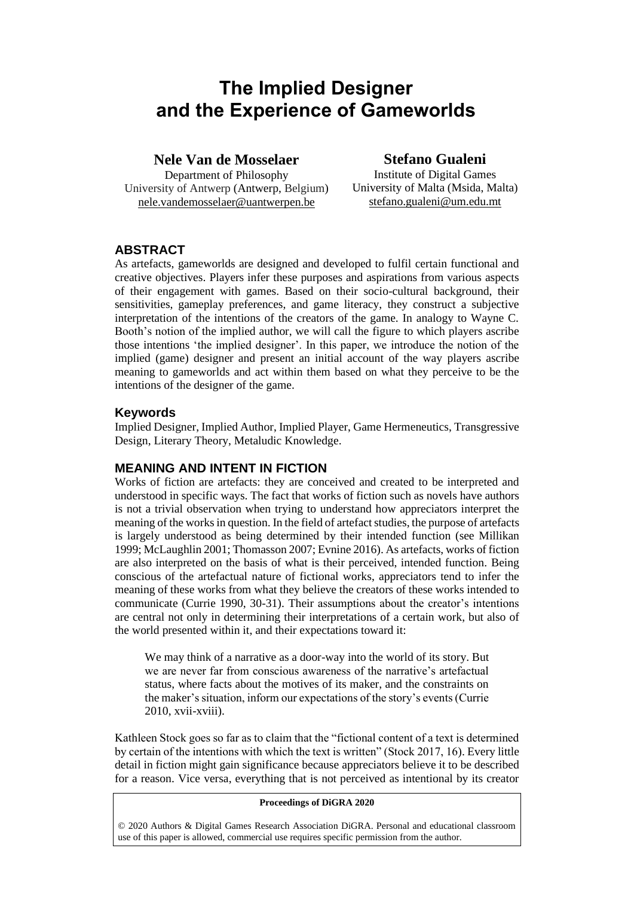# The Implied Designer and the Experience of Gameworlds

**Nele Van de Mosselaer**
Department of Philosophy
University of Antwerp (Antwerp, Belgium)
nele.vandemosselaer@uantwerpen.be

**Stefano Gualeni**
Institute of Digital Games
University of Malta (Msida, Malta)
stefano.gualeni@um.edu.mt

## ABSTRACT

As artefacts, gameworlds are designed and developed to fulfil certain functional and creative objectives. Players infer these purposes and aspirations from various aspects of their engagement with games. Based on their socio-cultural background, their sensitivities, gameplay preferences, and game literacy, they construct a subjective interpretation of the intentions of the creators of the game. In analogy to Wayne C. Booth's notion of the implied author, we will call the figure to which players ascribe those intentions 'the implied designer'. In this paper, we introduce the notion of the implied (game) designer and present an initial account of the way players ascribe meaning to gameworlds and act within them based on what they perceive to be the intentions of the designer of the game.

### Keywords

Implied Designer, Implied Author, Implied Player, Game Hermeneutics, Transgressive Design, Literary Theory, Metaludic Knowledge.

## MEANING AND INTENT IN FICTION

Works of fiction are artefacts: they are conceived and created to be interpreted and understood in specific ways. The fact that works of fiction such as novels have authors is not a trivial observation when trying to understand how appreciators interpret the meaning of the works in question. In the field of artefact studies, the purpose of artefacts is largely understood as being determined by their intended function (see Millikan 1999; McLaughlin 2001; Thomasson 2007; Evnine 2016). As artefacts, works of fiction are also interpreted on the basis of what is their perceived, intended function. Being conscious of the artefactual nature of fictional works, appreciators tend to infer the meaning of these works from what they believe the creators of these works intended to communicate (Currie 1990, 30-31). Their assumptions about the creator's intentions are central not only in determining their interpretations of a certain work, but also of the world presented within it, and their expectations toward it:

> We may think of a narrative as a door-way into the world of its story. But we are never far from conscious awareness of the narrative's artefactual status, where facts about the motives of its maker, and the constraints on the maker's situation, inform our expectations of the story's events (Currie 2010, xvii-xviii).

Kathleen Stock goes so far as to claim that the "fictional content of a text is determined by certain of the intentions with which the text is written" (Stock 2017, 16). Every little detail in fiction might gain significance because appreciators believe it to be described for a reason. Vice versa, everything that is not perceived as intentional by its creator

**Proceedings of DiGRA 2020**

© 2020 Authors & Digital Games Research Association DiGRA. Personal and educational classroom use of this paper is allowed, commercial use requires specific permission from the author.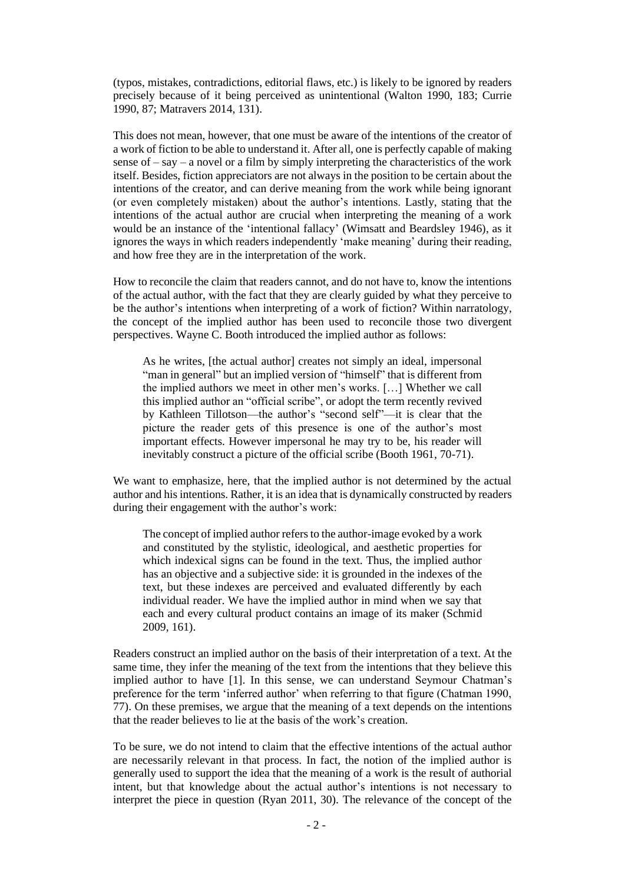(typos, mistakes, contradictions, editorial flaws, etc.) is likely to be ignored by readers precisely because of it being perceived as unintentional (Walton 1990, 183; Currie 1990, 87; Matravers 2014, 131).

This does not mean, however, that one must be aware of the intentions of the creator of a work of fiction to be able to understand it. After all, one is perfectly capable of making sense of – say – a novel or a film by simply interpreting the characteristics of the work itself. Besides, fiction appreciators are not always in the position to be certain about the intentions of the creator, and can derive meaning from the work while being ignorant (or even completely mistaken) about the author's intentions. Lastly, stating that the intentions of the actual author are crucial when interpreting the meaning of a work would be an instance of the 'intentional fallacy' (Wimsatt and Beardsley 1946), as it ignores the ways in which readers independently 'make meaning' during their reading, and how free they are in the interpretation of the work.

How to reconcile the claim that readers cannot, and do not have to, know the intentions of the actual author, with the fact that they are clearly guided by what they perceive to be the author's intentions when interpreting of a work of fiction? Within narratology, the concept of the implied author has been used to reconcile those two divergent perspectives. Wayne C. Booth introduced the implied author as follows:

> As he writes, [the actual author] creates not simply an ideal, impersonal "man in general" but an implied version of "himself" that is different from the implied authors we meet in other men's works. […] Whether we call this implied author an "official scribe", or adopt the term recently revived by Kathleen Tillotson—the author's "second self"—it is clear that the picture the reader gets of this presence is one of the author's most important effects. However impersonal he may try to be, his reader will inevitably construct a picture of the official scribe (Booth 1961, 70-71).

We want to emphasize, here, that the implied author is not determined by the actual author and his intentions. Rather, it is an idea that is dynamically constructed by readers during their engagement with the author's work:

> The concept of implied author refers to the author-image evoked by a work and constituted by the stylistic, ideological, and aesthetic properties for which indexical signs can be found in the text. Thus, the implied author has an objective and a subjective side: it is grounded in the indexes of the text, but these indexes are perceived and evaluated differently by each individual reader. We have the implied author in mind when we say that each and every cultural product contains an image of its maker (Schmid 2009, 161).

Readers construct an implied author on the basis of their interpretation of a text. At the same time, they infer the meaning of the text from the intentions that they believe this implied author to have [1]. In this sense, we can understand Seymour Chatman's preference for the term 'inferred author' when referring to that figure (Chatman 1990, 77). On these premises, we argue that the meaning of a text depends on the intentions that the reader believes to lie at the basis of the work's creation.

To be sure, we do not intend to claim that the effective intentions of the actual author are necessarily relevant in that process. In fact, the notion of the implied author is generally used to support the idea that the meaning of a work is the result of authorial intent, but that knowledge about the actual author's intentions is not necessary to interpret the piece in question (Ryan 2011, 30). The relevance of the concept of the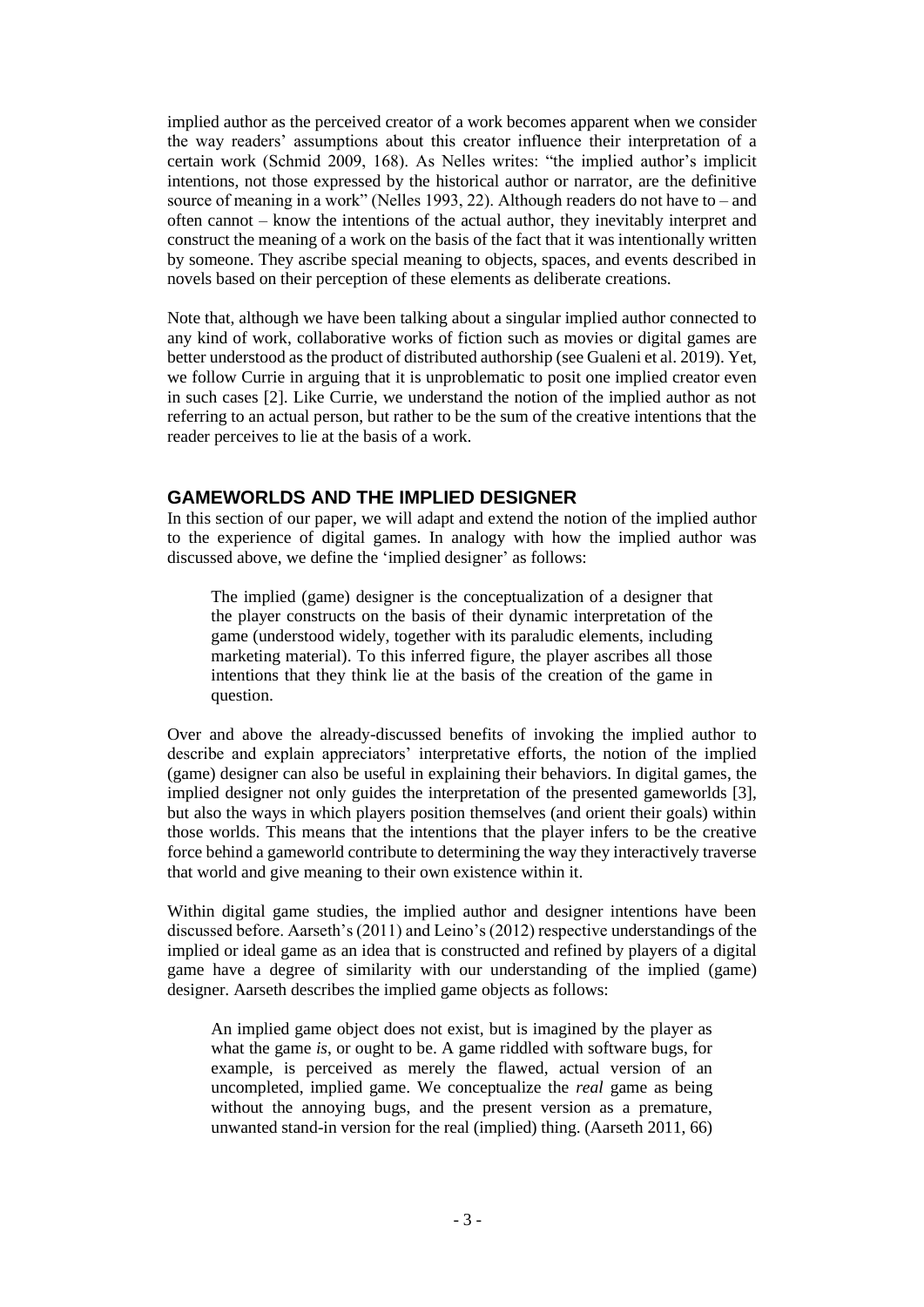implied author as the perceived creator of a work becomes apparent when we consider the way readers' assumptions about this creator influence their interpretation of a certain work (Schmid 2009, 168). As Nelles writes: "the implied author's implicit intentions, not those expressed by the historical author or narrator, are the definitive source of meaning in a work" (Nelles 1993, 22). Although readers do not have to – and often cannot – know the intentions of the actual author, they inevitably interpret and construct the meaning of a work on the basis of the fact that it was intentionally written by someone. They ascribe special meaning to objects, spaces, and events described in novels based on their perception of these elements as deliberate creations.

Note that, although we have been talking about a singular implied author connected to any kind of work, collaborative works of fiction such as movies or digital games are better understood as the product of distributed authorship (see Gualeni et al. 2019). Yet, we follow Currie in arguing that it is unproblematic to posit one implied creator even in such cases [2]. Like Currie, we understand the notion of the implied author as not referring to an actual person, but rather to be the sum of the creative intentions that the reader perceives to lie at the basis of a work.

## GAMEWORLDS AND THE IMPLIED DESIGNER

In this section of our paper, we will adapt and extend the notion of the implied author to the experience of digital games. In analogy with how the implied author was discussed above, we define the 'implied designer' as follows:

> The implied (game) designer is the conceptualization of a designer that the player constructs on the basis of their dynamic interpretation of the game (understood widely, together with its paraludic elements, including marketing material). To this inferred figure, the player ascribes all those intentions that they think lie at the basis of the creation of the game in question.

Over and above the already-discussed benefits of invoking the implied author to describe and explain appreciators' interpretative efforts, the notion of the implied (game) designer can also be useful in explaining their behaviors. In digital games, the implied designer not only guides the interpretation of the presented gameworlds [3], but also the ways in which players position themselves (and orient their goals) within those worlds. This means that the intentions that the player infers to be the creative force behind a gameworld contribute to determining the way they interactively traverse that world and give meaning to their own existence within it.

Within digital game studies, the implied author and designer intentions have been discussed before. Aarseth's (2011) and Leino's (2012) respective understandings of the implied or ideal game as an idea that is constructed and refined by players of a digital game have a degree of similarity with our understanding of the implied (game) designer. Aarseth describes the implied game objects as follows:

> An implied game object does not exist, but is imagined by the player as what the game *is*, or ought to be. A game riddled with software bugs, for example, is perceived as merely the flawed, actual version of an uncompleted, implied game. We conceptualize the *real* game as being without the annoying bugs, and the present version as a premature, unwanted stand-in version for the real (implied) thing. (Aarseth 2011, 66)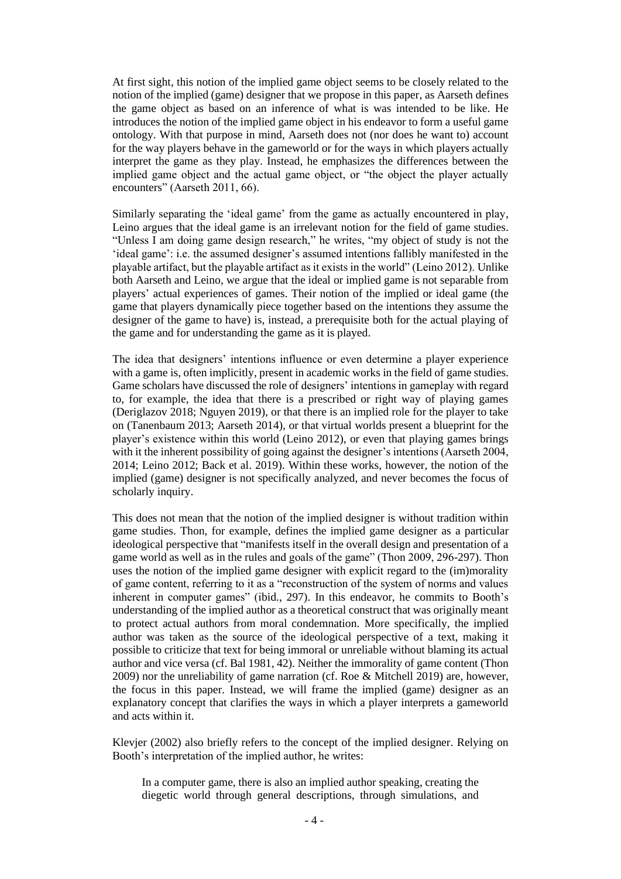At first sight, this notion of the implied game object seems to be closely related to the notion of the implied (game) designer that we propose in this paper, as Aarseth defines the game object as based on an inference of what is was intended to be like. He introduces the notion of the implied game object in his endeavor to form a useful game ontology. With that purpose in mind, Aarseth does not (nor does he want to) account for the way players behave in the gameworld or for the ways in which players actually interpret the game as they play. Instead, he emphasizes the differences between the implied game object and the actual game object, or "the object the player actually encounters" (Aarseth 2011, 66).

Similarly separating the 'ideal game' from the game as actually encountered in play, Leino argues that the ideal game is an irrelevant notion for the field of game studies. "Unless I am doing game design research," he writes, "my object of study is not the 'ideal game': i.e. the assumed designer's assumed intentions fallibly manifested in the playable artifact, but the playable artifact as it exists in the world" (Leino 2012). Unlike both Aarseth and Leino, we argue that the ideal or implied game is not separable from players' actual experiences of games. Their notion of the implied or ideal game (the game that players dynamically piece together based on the intentions they assume the designer of the game to have) is, instead, a prerequisite both for the actual playing of the game and for understanding the game as it is played.

The idea that designers' intentions influence or even determine a player experience with a game is, often implicitly, present in academic works in the field of game studies. Game scholars have discussed the role of designers' intentions in gameplay with regard to, for example, the idea that there is a prescribed or right way of playing games (Deriglazov 2018; Nguyen 2019), or that there is an implied role for the player to take on (Tanenbaum 2013; Aarseth 2014), or that virtual worlds present a blueprint for the player's existence within this world (Leino 2012), or even that playing games brings with it the inherent possibility of going against the designer's intentions (Aarseth 2004, 2014; Leino 2012; Back et al. 2019). Within these works, however, the notion of the implied (game) designer is not specifically analyzed, and never becomes the focus of scholarly inquiry.

This does not mean that the notion of the implied designer is without tradition within game studies. Thon, for example, defines the implied game designer as a particular ideological perspective that "manifests itself in the overall design and presentation of a game world as well as in the rules and goals of the game" (Thon 2009, 296-297). Thon uses the notion of the implied game designer with explicit regard to the (im)morality of game content, referring to it as a "reconstruction of the system of norms and values inherent in computer games" (ibid., 297). In this endeavor, he commits to Booth's understanding of the implied author as a theoretical construct that was originally meant to protect actual authors from moral condemnation. More specifically, the implied author was taken as the source of the ideological perspective of a text, making it possible to criticize that text for being immoral or unreliable without blaming its actual author and vice versa (cf. Bal 1981, 42). Neither the immorality of game content (Thon 2009) nor the unreliability of game narration (cf. Roe & Mitchell 2019) are, however, the focus in this paper. Instead, we will frame the implied (game) designer as an explanatory concept that clarifies the ways in which a player interprets a gameworld and acts within it.

Klevjer (2002) also briefly refers to the concept of the implied designer. Relying on Booth's interpretation of the implied author, he writes:

> In a computer game, there is also an implied author speaking, creating the diegetic world through general descriptions, through simulations, and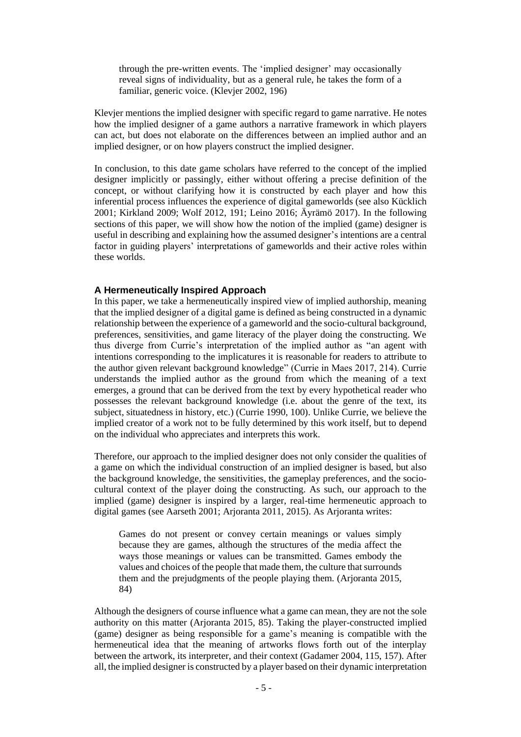> through the pre-written events. The 'implied designer' may occasionally reveal signs of individuality, but as a general rule, he takes the form of a familiar, generic voice. (Klevjer 2002, 196)

Klevjer mentions the implied designer with specific regard to game narrative. He notes how the implied designer of a game authors a narrative framework in which players can act, but does not elaborate on the differences between an implied author and an implied designer, or on how players construct the implied designer.

In conclusion, to this date game scholars have referred to the concept of the implied designer implicitly or passingly, either without offering a precise definition of the concept, or without clarifying how it is constructed by each player and how this inferential process influences the experience of digital gameworlds (see also Kücklich 2001; Kirkland 2009; Wolf 2012, 191; Leino 2016; Äyrämö 2017). In the following sections of this paper, we will show how the notion of the implied (game) designer is useful in describing and explaining how the assumed designer's intentions are a central factor in guiding players' interpretations of gameworlds and their active roles within these worlds.

### A Hermeneutically Inspired Approach

In this paper, we take a hermeneutically inspired view of implied authorship, meaning that the implied designer of a digital game is defined as being constructed in a dynamic relationship between the experience of a gameworld and the socio-cultural background, preferences, sensitivities, and game literacy of the player doing the constructing. We thus diverge from Currie's interpretation of the implied author as "an agent with intentions corresponding to the implicatures it is reasonable for readers to attribute to the author given relevant background knowledge" (Currie in Maes 2017, 214). Currie understands the implied author as the ground from which the meaning of a text emerges, a ground that can be derived from the text by every hypothetical reader who possesses the relevant background knowledge (i.e. about the genre of the text, its subject, situatedness in history, etc.) (Currie 1990, 100). Unlike Currie, we believe the implied creator of a work not to be fully determined by this work itself, but to depend on the individual who appreciates and interprets this work.

Therefore, our approach to the implied designer does not only consider the qualities of a game on which the individual construction of an implied designer is based, but also the background knowledge, the sensitivities, the gameplay preferences, and the socio-cultural context of the player doing the constructing. As such, our approach to the implied (game) designer is inspired by a larger, real-time hermeneutic approach to digital games (see Aarseth 2001; Arjoranta 2011, 2015). As Arjoranta writes:

> Games do not present or convey certain meanings or values simply because they are games, although the structures of the media affect the ways those meanings or values can be transmitted. Games embody the values and choices of the people that made them, the culture that surrounds them and the prejudgments of the people playing them. (Arjoranta 2015, 84)

Although the designers of course influence what a game can mean, they are not the sole authority on this matter (Arjoranta 2015, 85). Taking the player-constructed implied (game) designer as being responsible for a game's meaning is compatible with the hermeneutical idea that the meaning of artworks flows forth out of the interplay between the artwork, its interpreter, and their context (Gadamer 2004, 115, 157). After all, the implied designer is constructed by a player based on their dynamic interpretation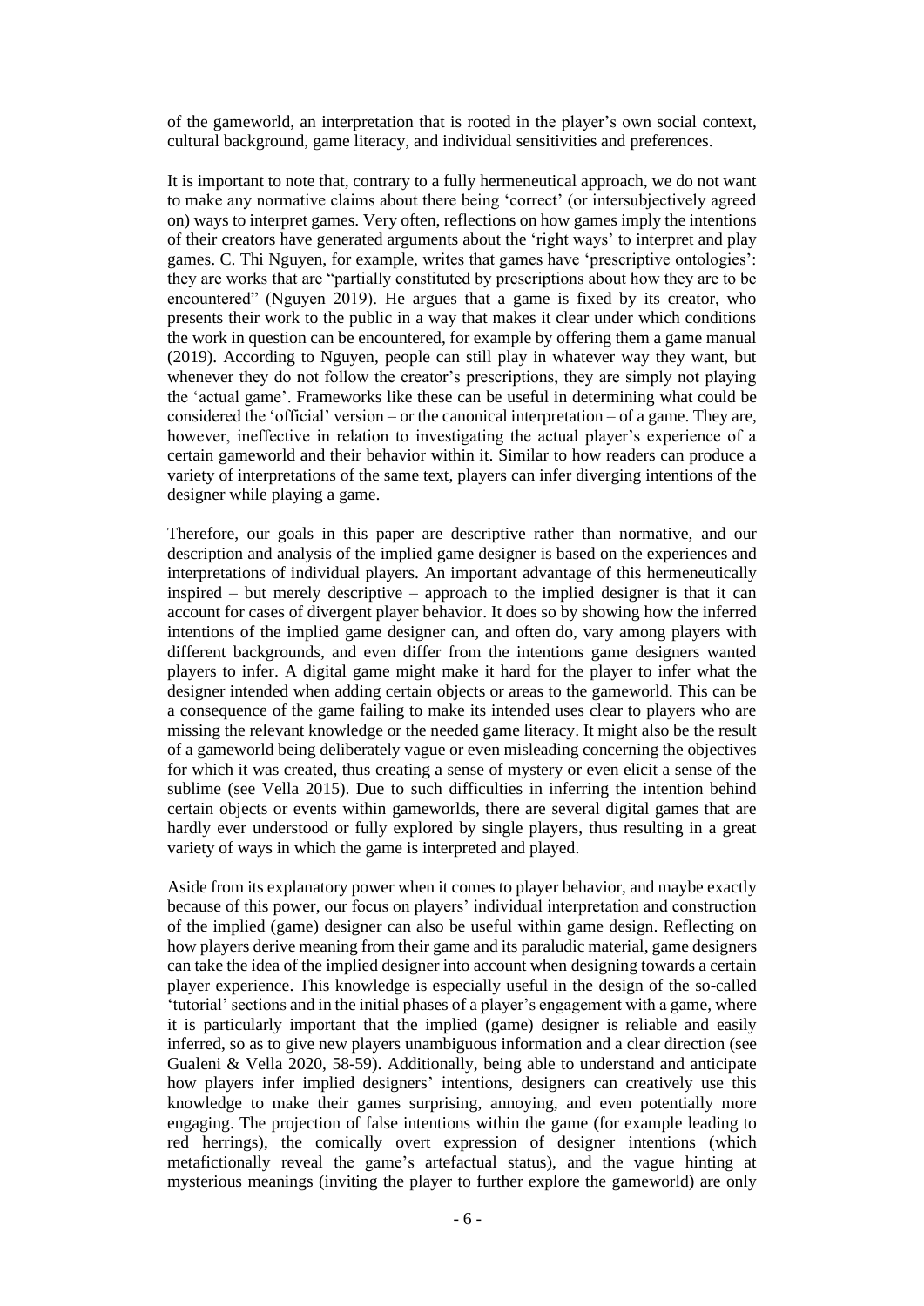of the gameworld, an interpretation that is rooted in the player's own social context, cultural background, game literacy, and individual sensitivities and preferences.

It is important to note that, contrary to a fully hermeneutical approach, we do not want to make any normative claims about there being 'correct' (or intersubjectively agreed on) ways to interpret games. Very often, reflections on how games imply the intentions of their creators have generated arguments about the 'right ways' to interpret and play games. C. Thi Nguyen, for example, writes that games have 'prescriptive ontologies': they are works that are "partially constituted by prescriptions about how they are to be encountered" (Nguyen 2019). He argues that a game is fixed by its creator, who presents their work to the public in a way that makes it clear under which conditions the work in question can be encountered, for example by offering them a game manual (2019). According to Nguyen, people can still play in whatever way they want, but whenever they do not follow the creator's prescriptions, they are simply not playing the 'actual game'. Frameworks like these can be useful in determining what could be considered the 'official' version – or the canonical interpretation – of a game. They are, however, ineffective in relation to investigating the actual player's experience of a certain gameworld and their behavior within it. Similar to how readers can produce a variety of interpretations of the same text, players can infer diverging intentions of the designer while playing a game.

Therefore, our goals in this paper are descriptive rather than normative, and our description and analysis of the implied game designer is based on the experiences and interpretations of individual players. An important advantage of this hermeneutically inspired – but merely descriptive – approach to the implied designer is that it can account for cases of divergent player behavior. It does so by showing how the inferred intentions of the implied game designer can, and often do, vary among players with different backgrounds, and even differ from the intentions game designers wanted players to infer. A digital game might make it hard for the player to infer what the designer intended when adding certain objects or areas to the gameworld. This can be a consequence of the game failing to make its intended uses clear to players who are missing the relevant knowledge or the needed game literacy. It might also be the result of a gameworld being deliberately vague or even misleading concerning the objectives for which it was created, thus creating a sense of mystery or even elicit a sense of the sublime (see Vella 2015). Due to such difficulties in inferring the intention behind certain objects or events within gameworlds, there are several digital games that are hardly ever understood or fully explored by single players, thus resulting in a great variety of ways in which the game is interpreted and played.

Aside from its explanatory power when it comes to player behavior, and maybe exactly because of this power, our focus on players' individual interpretation and construction of the implied (game) designer can also be useful within game design. Reflecting on how players derive meaning from their game and its paraludic material, game designers can take the idea of the implied designer into account when designing towards a certain player experience. This knowledge is especially useful in the design of the so-called 'tutorial' sections and in the initial phases of a player's engagement with a game, where it is particularly important that the implied (game) designer is reliable and easily inferred, so as to give new players unambiguous information and a clear direction (see Gualeni & Vella 2020, 58-59). Additionally, being able to understand and anticipate how players infer implied designers' intentions, designers can creatively use this knowledge to make their games surprising, annoying, and even potentially more engaging. The projection of false intentions within the game (for example leading to red herrings), the comically overt expression of designer intentions (which metafictionally reveal the game's artefactual status), and the vague hinting at mysterious meanings (inviting the player to further explore the gameworld) are only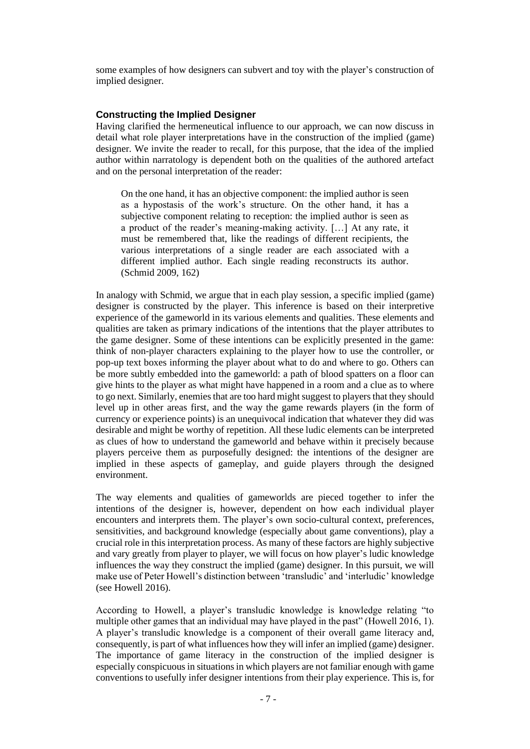some examples of how designers can subvert and toy with the player's construction of implied designer.

### Constructing the Implied Designer

Having clarified the hermeneutical influence to our approach, we can now discuss in detail what role player interpretations have in the construction of the implied (game) designer. We invite the reader to recall, for this purpose, that the idea of the implied author within narratology is dependent both on the qualities of the authored artefact and on the personal interpretation of the reader:

> On the one hand, it has an objective component: the implied author is seen as a hypostasis of the work's structure. On the other hand, it has a subjective component relating to reception: the implied author is seen as a product of the reader's meaning-making activity. […] At any rate, it must be remembered that, like the readings of different recipients, the various interpretations of a single reader are each associated with a different implied author. Each single reading reconstructs its author. (Schmid 2009, 162)

In analogy with Schmid, we argue that in each play session, a specific implied (game) designer is constructed by the player. This inference is based on their interpretive experience of the gameworld in its various elements and qualities. These elements and qualities are taken as primary indications of the intentions that the player attributes to the game designer. Some of these intentions can be explicitly presented in the game: think of non-player characters explaining to the player how to use the controller, or pop-up text boxes informing the player about what to do and where to go. Others can be more subtly embedded into the gameworld: a path of blood spatters on a floor can give hints to the player as what might have happened in a room and a clue as to where to go next. Similarly, enemies that are too hard might suggest to players that they should level up in other areas first, and the way the game rewards players (in the form of currency or experience points) is an unequivocal indication that whatever they did was desirable and might be worthy of repetition. All these ludic elements can be interpreted as clues of how to understand the gameworld and behave within it precisely because players perceive them as purposefully designed: the intentions of the designer are implied in these aspects of gameplay, and guide players through the designed environment.

The way elements and qualities of gameworlds are pieced together to infer the intentions of the designer is, however, dependent on how each individual player encounters and interprets them. The player's own socio-cultural context, preferences, sensitivities, and background knowledge (especially about game conventions), play a crucial role in this interpretation process. As many of these factors are highly subjective and vary greatly from player to player, we will focus on how player's ludic knowledge influences the way they construct the implied (game) designer. In this pursuit, we will make use of Peter Howell's distinction between 'transludic' and 'interludic' knowledge (see Howell 2016).

According to Howell, a player's transludic knowledge is knowledge relating "to multiple other games that an individual may have played in the past" (Howell 2016, 1). A player's transludic knowledge is a component of their overall game literacy and, consequently, is part of what influences how they will infer an implied (game) designer. The importance of game literacy in the construction of the implied designer is especially conspicuous in situations in which players are not familiar enough with game conventions to usefully infer designer intentions from their play experience. This is, for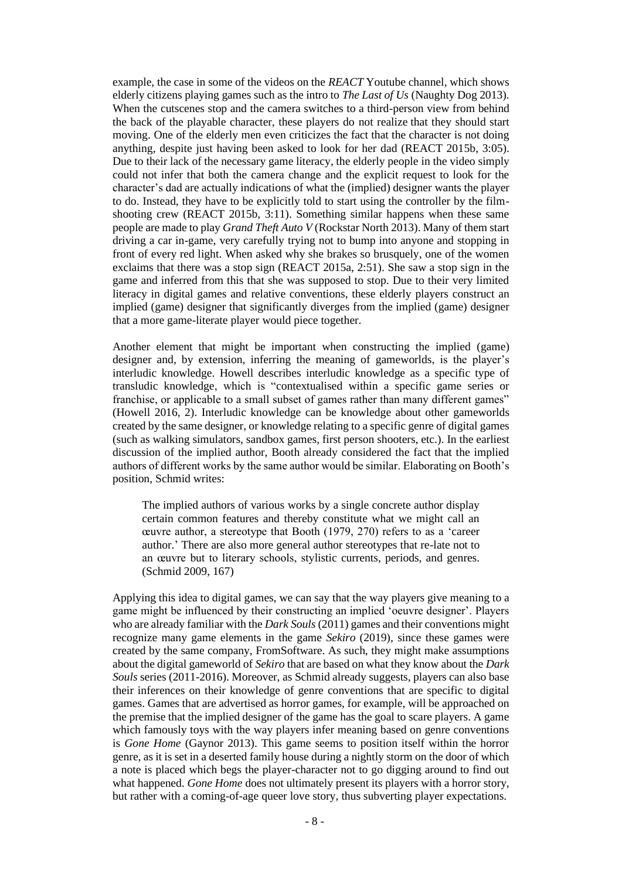example, the case in some of the videos on the *REACT* Youtube channel, which shows elderly citizens playing games such as the intro to *The Last of Us* (Naughty Dog 2013). When the cutscenes stop and the camera switches to a third-person view from behind the back of the playable character, these players do not realize that they should start moving. One of the elderly men even criticizes the fact that the character is not doing anything, despite just having been asked to look for her dad (REACT 2015b, 3:05). Due to their lack of the necessary game literacy, the elderly people in the video simply could not infer that both the camera change and the explicit request to look for the character's dad are actually indications of what the (implied) designer wants the player to do. Instead, they have to be explicitly told to start using the controller by the film-shooting crew (REACT 2015b, 3:11). Something similar happens when these same people are made to play *Grand Theft Auto V* (Rockstar North 2013). Many of them start driving a car in-game, very carefully trying not to bump into anyone and stopping in front of every red light. When asked why she brakes so brusquely, one of the women exclaims that there was a stop sign (REACT 2015a, 2:51). She saw a stop sign in the game and inferred from this that she was supposed to stop. Due to their very limited literacy in digital games and relative conventions, these elderly players construct an implied (game) designer that significantly diverges from the implied (game) designer that a more game-literate player would piece together.

Another element that might be important when constructing the implied (game) designer and, by extension, inferring the meaning of gameworlds, is the player's interludic knowledge. Howell describes interludic knowledge as a specific type of transludic knowledge, which is "contextualised within a specific game series or franchise, or applicable to a small subset of games rather than many different games" (Howell 2016, 2). Interludic knowledge can be knowledge about other gameworlds created by the same designer, or knowledge relating to a specific genre of digital games (such as walking simulators, sandbox games, first person shooters, etc.). In the earliest discussion of the implied author, Booth already considered the fact that the implied authors of different works by the same author would be similar. Elaborating on Booth's position, Schmid writes:

> The implied authors of various works by a single concrete author display certain common features and thereby constitute what we might call an œuvre author, a stereotype that Booth (1979, 270) refers to as a 'career author.' There are also more general author stereotypes that re-late not to an œuvre but to literary schools, stylistic currents, periods, and genres. (Schmid 2009, 167)

Applying this idea to digital games, we can say that the way players give meaning to a game might be influenced by their constructing an implied 'oeuvre designer'. Players who are already familiar with the *Dark Souls* (2011) games and their conventions might recognize many game elements in the game *Sekiro* (2019), since these games were created by the same company, FromSoftware. As such, they might make assumptions about the digital gameworld of *Sekiro* that are based on what they know about the *Dark Souls* series (2011-2016). Moreover, as Schmid already suggests, players can also base their inferences on their knowledge of genre conventions that are specific to digital games. Games that are advertised as horror games, for example, will be approached on the premise that the implied designer of the game has the goal to scare players. A game which famously toys with the way players infer meaning based on genre conventions is *Gone Home* (Gaynor 2013). This game seems to position itself within the horror genre, as it is set in a deserted family house during a nightly storm on the door of which a note is placed which begs the player-character not to go digging around to find out what happened. *Gone Home* does not ultimately present its players with a horror story, but rather with a coming-of-age queer love story, thus subverting player expectations.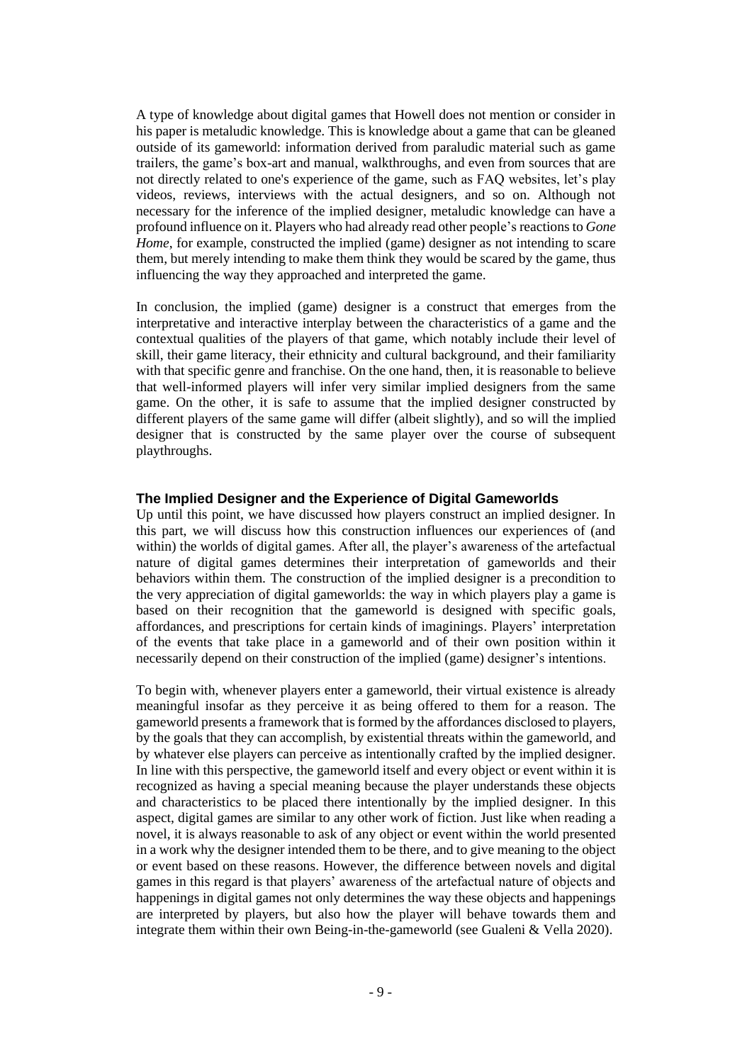A type of knowledge about digital games that Howell does not mention or consider in his paper is metaludic knowledge. This is knowledge about a game that can be gleaned outside of its gameworld: information derived from paraludic material such as game trailers, the game's box-art and manual, walkthroughs, and even from sources that are not directly related to one's experience of the game, such as FAQ websites, let's play videos, reviews, interviews with the actual designers, and so on. Although not necessary for the inference of the implied designer, metaludic knowledge can have a profound influence on it. Players who had already read other people's reactions to *Gone Home*, for example, constructed the implied (game) designer as not intending to scare them, but merely intending to make them think they would be scared by the game, thus influencing the way they approached and interpreted the game.

In conclusion, the implied (game) designer is a construct that emerges from the interpretative and interactive interplay between the characteristics of a game and the contextual qualities of the players of that game, which notably include their level of skill, their game literacy, their ethnicity and cultural background, and their familiarity with that specific genre and franchise. On the one hand, then, it is reasonable to believe that well-informed players will infer very similar implied designers from the same game. On the other, it is safe to assume that the implied designer constructed by different players of the same game will differ (albeit slightly), and so will the implied designer that is constructed by the same player over the course of subsequent playthroughs.

### The Implied Designer and the Experience of Digital Gameworlds

Up until this point, we have discussed how players construct an implied designer. In this part, we will discuss how this construction influences our experiences of (and within) the worlds of digital games. After all, the player's awareness of the artefactual nature of digital games determines their interpretation of gameworlds and their behaviors within them. The construction of the implied designer is a precondition to the very appreciation of digital gameworlds: the way in which players play a game is based on their recognition that the gameworld is designed with specific goals, affordances, and prescriptions for certain kinds of imaginings. Players' interpretation of the events that take place in a gameworld and of their own position within it necessarily depend on their construction of the implied (game) designer's intentions.

To begin with, whenever players enter a gameworld, their virtual existence is already meaningful insofar as they perceive it as being offered to them for a reason. The gameworld presents a framework that is formed by the affordances disclosed to players, by the goals that they can accomplish, by existential threats within the gameworld, and by whatever else players can perceive as intentionally crafted by the implied designer. In line with this perspective, the gameworld itself and every object or event within it is recognized as having a special meaning because the player understands these objects and characteristics to be placed there intentionally by the implied designer. In this aspect, digital games are similar to any other work of fiction. Just like when reading a novel, it is always reasonable to ask of any object or event within the world presented in a work why the designer intended them to be there, and to give meaning to the object or event based on these reasons. However, the difference between novels and digital games in this regard is that players' awareness of the artefactual nature of objects and happenings in digital games not only determines the way these objects and happenings are interpreted by players, but also how the player will behave towards them and integrate them within their own Being-in-the-gameworld (see Gualeni & Vella 2020).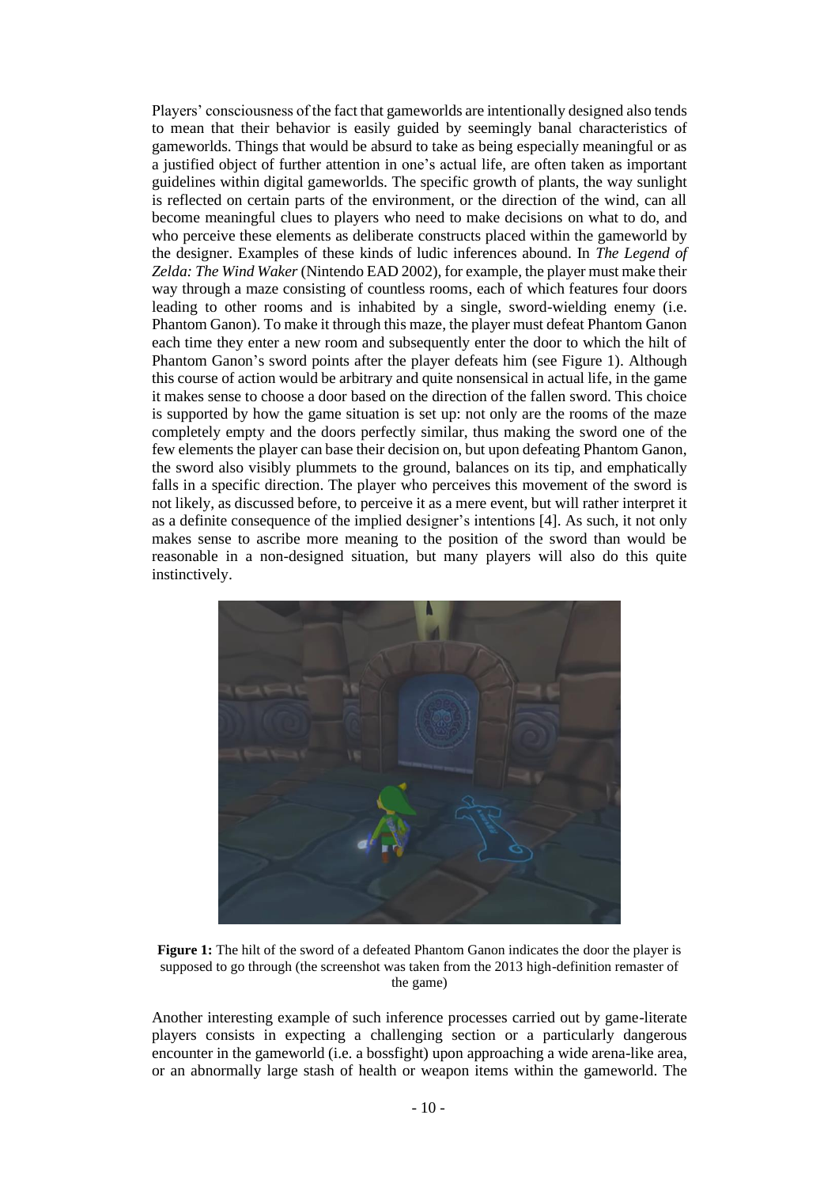Players' consciousness of the fact that gameworlds are intentionally designed also tends to mean that their behavior is easily guided by seemingly banal characteristics of gameworlds. Things that would be absurd to take as being especially meaningful or as a justified object of further attention in one's actual life, are often taken as important guidelines within digital gameworlds. The specific growth of plants, the way sunlight is reflected on certain parts of the environment, or the direction of the wind, can all become meaningful clues to players who need to make decisions on what to do, and who perceive these elements as deliberate constructs placed within the gameworld by the designer. Examples of these kinds of ludic inferences abound. In *The Legend of Zelda: The Wind Waker* (Nintendo EAD 2002), for example, the player must make their way through a maze consisting of countless rooms, each of which features four doors leading to other rooms and is inhabited by a single, sword-wielding enemy (i.e. Phantom Ganon). To make it through this maze, the player must defeat Phantom Ganon each time they enter a new room and subsequently enter the door to which the hilt of Phantom Ganon's sword points after the player defeats him (see Figure 1). Although this course of action would be arbitrary and quite nonsensical in actual life, in the game it makes sense to choose a door based on the direction of the fallen sword. This choice is supported by how the game situation is set up: not only are the rooms of the maze completely empty and the doors perfectly similar, thus making the sword one of the few elements the player can base their decision on, but upon defeating Phantom Ganon, the sword also visibly plummets to the ground, balances on its tip, and emphatically falls in a specific direction. The player who perceives this movement of the sword is not likely, as discussed before, to perceive it as a mere event, but will rather interpret it as a definite consequence of the implied designer's intentions [4]. As such, it not only makes sense to ascribe more meaning to the position of the sword than would be reasonable in a non-designed situation, but many players will also do this quite instinctively.

**Figure 1:** The hilt of the sword of a defeated Phantom Ganon indicates the door the player is supposed to go through (the screenshot was taken from the 2013 high-definition remaster of the game)

Another interesting example of such inference processes carried out by game-literate players consists in expecting a challenging section or a particularly dangerous encounter in the gameworld (i.e. a bossfight) upon approaching a wide arena-like area, or an abnormally large stash of health or weapon items within the gameworld. The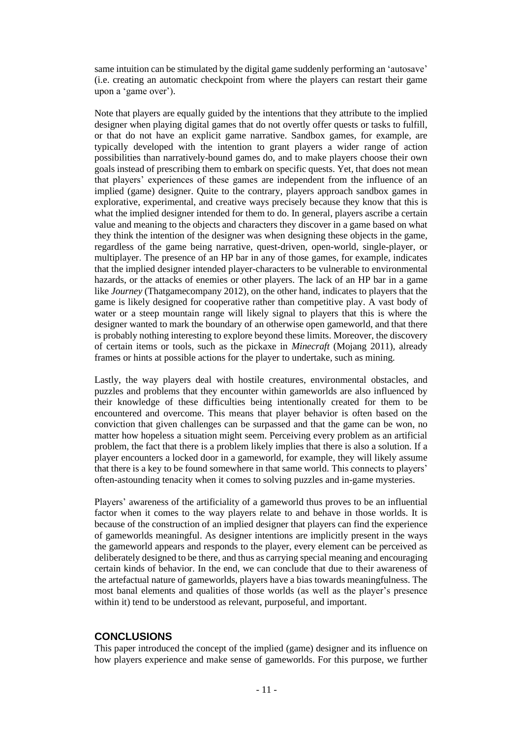same intuition can be stimulated by the digital game suddenly performing an 'autosave' (i.e. creating an automatic checkpoint from where the players can restart their game upon a 'game over').

Note that players are equally guided by the intentions that they attribute to the implied designer when playing digital games that do not overtly offer quests or tasks to fulfill, or that do not have an explicit game narrative. Sandbox games, for example, are typically developed with the intention to grant players a wider range of action possibilities than narratively-bound games do, and to make players choose their own goals instead of prescribing them to embark on specific quests. Yet, that does not mean that players' experiences of these games are independent from the influence of an implied (game) designer. Quite to the contrary, players approach sandbox games in explorative, experimental, and creative ways precisely because they know that this is what the implied designer intended for them to do. In general, players ascribe a certain value and meaning to the objects and characters they discover in a game based on what they think the intention of the designer was when designing these objects in the game, regardless of the game being narrative, quest-driven, open-world, single-player, or multiplayer. The presence of an HP bar in any of those games, for example, indicates that the implied designer intended player-characters to be vulnerable to environmental hazards, or the attacks of enemies or other players. The lack of an HP bar in a game like *Journey* (Thatgamecompany 2012), on the other hand, indicates to players that the game is likely designed for cooperative rather than competitive play. A vast body of water or a steep mountain range will likely signal to players that this is where the designer wanted to mark the boundary of an otherwise open gameworld, and that there is probably nothing interesting to explore beyond these limits. Moreover, the discovery of certain items or tools, such as the pickaxe in *Minecraft* (Mojang 2011), already frames or hints at possible actions for the player to undertake, such as mining.

Lastly, the way players deal with hostile creatures, environmental obstacles, and puzzles and problems that they encounter within gameworlds are also influenced by their knowledge of these difficulties being intentionally created for them to be encountered and overcome. This means that player behavior is often based on the conviction that given challenges can be surpassed and that the game can be won, no matter how hopeless a situation might seem. Perceiving every problem as an artificial problem, the fact that there is a problem likely implies that there is also a solution. If a player encounters a locked door in a gameworld, for example, they will likely assume that there is a key to be found somewhere in that same world. This connects to players' often-astounding tenacity when it comes to solving puzzles and in-game mysteries.

Players' awareness of the artificiality of a gameworld thus proves to be an influential factor when it comes to the way players relate to and behave in those worlds. It is because of the construction of an implied designer that players can find the experience of gameworlds meaningful. As designer intentions are implicitly present in the ways the gameworld appears and responds to the player, every element can be perceived as deliberately designed to be there, and thus as carrying special meaning and encouraging certain kinds of behavior. In the end, we can conclude that due to their awareness of the artefactual nature of gameworlds, players have a bias towards meaningfulness. The most banal elements and qualities of those worlds (as well as the player's presence within it) tend to be understood as relevant, purposeful, and important.

## CONCLUSIONS

This paper introduced the concept of the implied (game) designer and its influence on how players experience and make sense of gameworlds. For this purpose, we further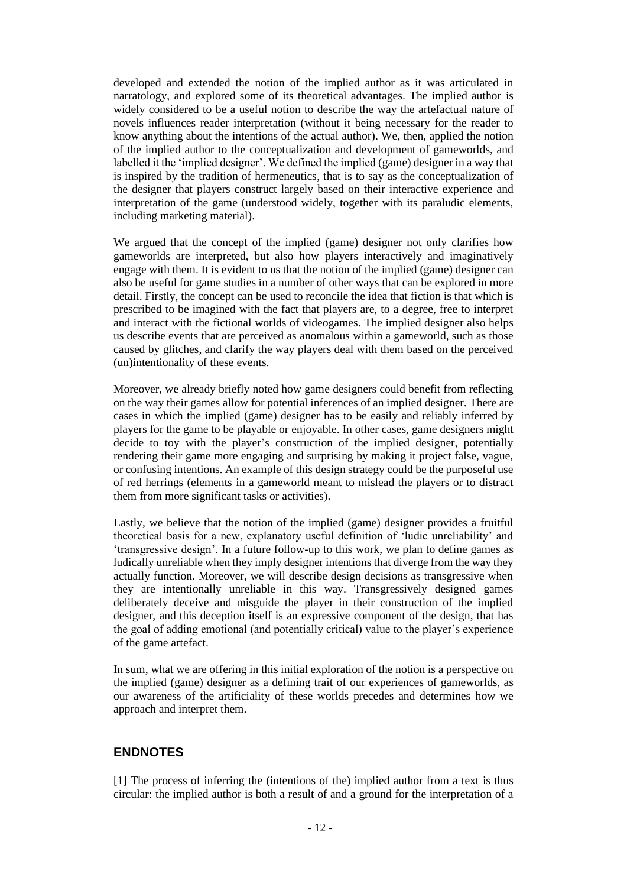developed and extended the notion of the implied author as it was articulated in narratology, and explored some of its theoretical advantages. The implied author is widely considered to be a useful notion to describe the way the artefactual nature of novels influences reader interpretation (without it being necessary for the reader to know anything about the intentions of the actual author). We, then, applied the notion of the implied author to the conceptualization and development of gameworlds, and labelled it the 'implied designer'. We defined the implied (game) designer in a way that is inspired by the tradition of hermeneutics, that is to say as the conceptualization of the designer that players construct largely based on their interactive experience and interpretation of the game (understood widely, together with its paraludic elements, including marketing material).

We argued that the concept of the implied (game) designer not only clarifies how gameworlds are interpreted, but also how players interactively and imaginatively engage with them. It is evident to us that the notion of the implied (game) designer can also be useful for game studies in a number of other ways that can be explored in more detail. Firstly, the concept can be used to reconcile the idea that fiction is that which is prescribed to be imagined with the fact that players are, to a degree, free to interpret and interact with the fictional worlds of videogames. The implied designer also helps us describe events that are perceived as anomalous within a gameworld, such as those caused by glitches, and clarify the way players deal with them based on the perceived (un)intentionality of these events.

Moreover, we already briefly noted how game designers could benefit from reflecting on the way their games allow for potential inferences of an implied designer. There are cases in which the implied (game) designer has to be easily and reliably inferred by players for the game to be playable or enjoyable. In other cases, game designers might decide to toy with the player's construction of the implied designer, potentially rendering their game more engaging and surprising by making it project false, vague, or confusing intentions. An example of this design strategy could be the purposeful use of red herrings (elements in a gameworld meant to mislead the players or to distract them from more significant tasks or activities).

Lastly, we believe that the notion of the implied (game) designer provides a fruitful theoretical basis for a new, explanatory useful definition of 'ludic unreliability' and 'transgressive design'. In a future follow-up to this work, we plan to define games as ludically unreliable when they imply designer intentions that diverge from the way they actually function. Moreover, we will describe design decisions as transgressive when they are intentionally unreliable in this way. Transgressively designed games deliberately deceive and misguide the player in their construction of the implied designer, and this deception itself is an expressive component of the design, that has the goal of adding emotional (and potentially critical) value to the player's experience of the game artefact.

In sum, what we are offering in this initial exploration of the notion is a perspective on the implied (game) designer as a defining trait of our experiences of gameworlds, as our awareness of the artificiality of these worlds precedes and determines how we approach and interpret them.

## ENDNOTES

[1] The process of inferring the (intentions of the) implied author from a text is thus circular: the implied author is both a result of and a ground for the interpretation of a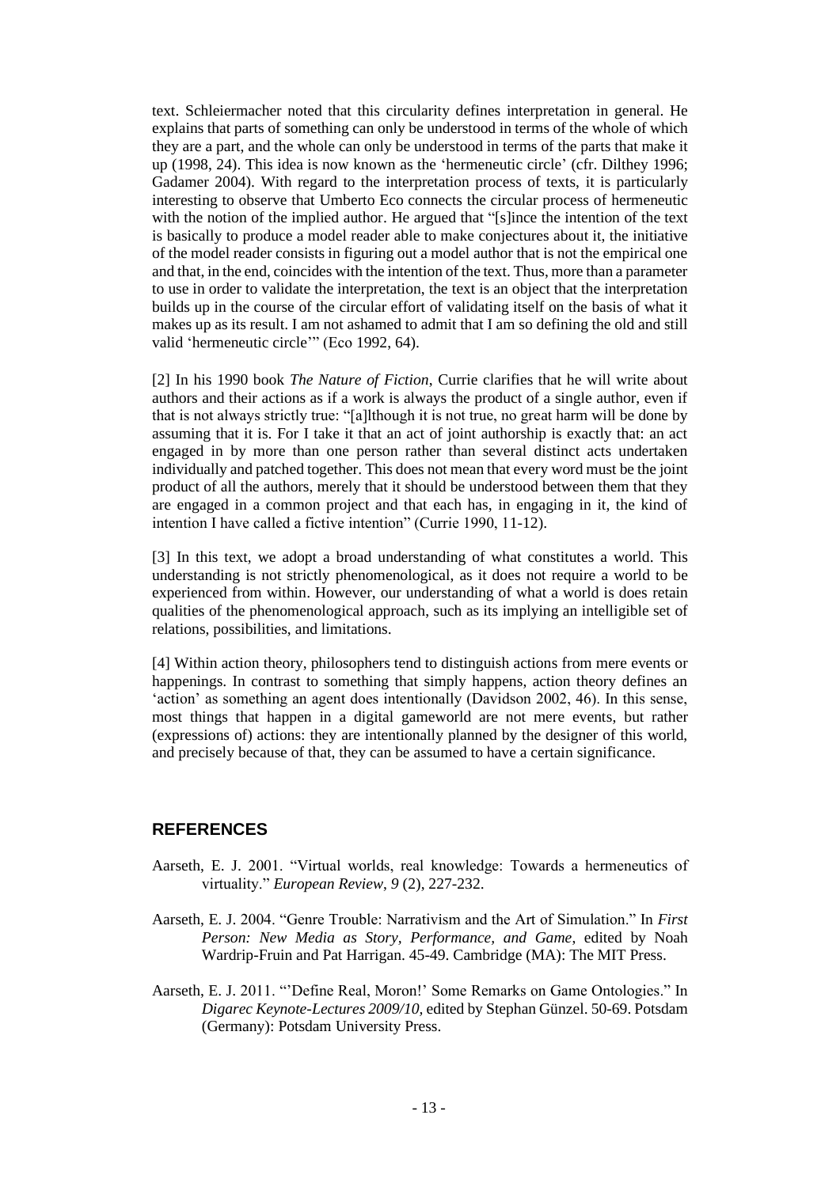text. Schleiermacher noted that this circularity defines interpretation in general. He explains that parts of something can only be understood in terms of the whole of which they are a part, and the whole can only be understood in terms of the parts that make it up (1998, 24). This idea is now known as the 'hermeneutic circle' (cfr. Dilthey 1996; Gadamer 2004). With regard to the interpretation process of texts, it is particularly interesting to observe that Umberto Eco connects the circular process of hermeneutic with the notion of the implied author. He argued that "[s]ince the intention of the text is basically to produce a model reader able to make conjectures about it, the initiative of the model reader consists in figuring out a model author that is not the empirical one and that, in the end, coincides with the intention of the text. Thus, more than a parameter to use in order to validate the interpretation, the text is an object that the interpretation builds up in the course of the circular effort of validating itself on the basis of what it makes up as its result. I am not ashamed to admit that I am so defining the old and still valid 'hermeneutic circle'" (Eco 1992, 64).

[2] In his 1990 book *The Nature of Fiction*, Currie clarifies that he will write about authors and their actions as if a work is always the product of a single author, even if that is not always strictly true: "[a]lthough it is not true, no great harm will be done by assuming that it is. For I take it that an act of joint authorship is exactly that: an act engaged in by more than one person rather than several distinct acts undertaken individually and patched together. This does not mean that every word must be the joint product of all the authors, merely that it should be understood between them that they are engaged in a common project and that each has, in engaging in it, the kind of intention I have called a fictive intention" (Currie 1990, 11-12).

[3] In this text, we adopt a broad understanding of what constitutes a world. This understanding is not strictly phenomenological, as it does not require a world to be experienced from within. However, our understanding of what a world is does retain qualities of the phenomenological approach, such as its implying an intelligible set of relations, possibilities, and limitations.

[4] Within action theory, philosophers tend to distinguish actions from mere events or happenings. In contrast to something that simply happens, action theory defines an 'action' as something an agent does intentionally (Davidson 2002, 46). In this sense, most things that happen in a digital gameworld are not mere events, but rather (expressions of) actions: they are intentionally planned by the designer of this world, and precisely because of that, they can be assumed to have a certain significance.

## REFERENCES

Aarseth, E. J. 2001. "Virtual worlds, real knowledge: Towards a hermeneutics of virtuality." *European Review*, *9* (2), 227-232.

Aarseth, E. J. 2004. "Genre Trouble: Narrativism and the Art of Simulation." In *First Person: New Media as Story, Performance, and Game*, edited by Noah Wardrip-Fruin and Pat Harrigan. 45-49. Cambridge (MA): The MIT Press.

Aarseth, E. J. 2011. "'Define Real, Moron!' Some Remarks on Game Ontologies." In *Digarec Keynote-Lectures 2009/10*, edited by Stephan Günzel. 50-69. Potsdam (Germany): Potsdam University Press.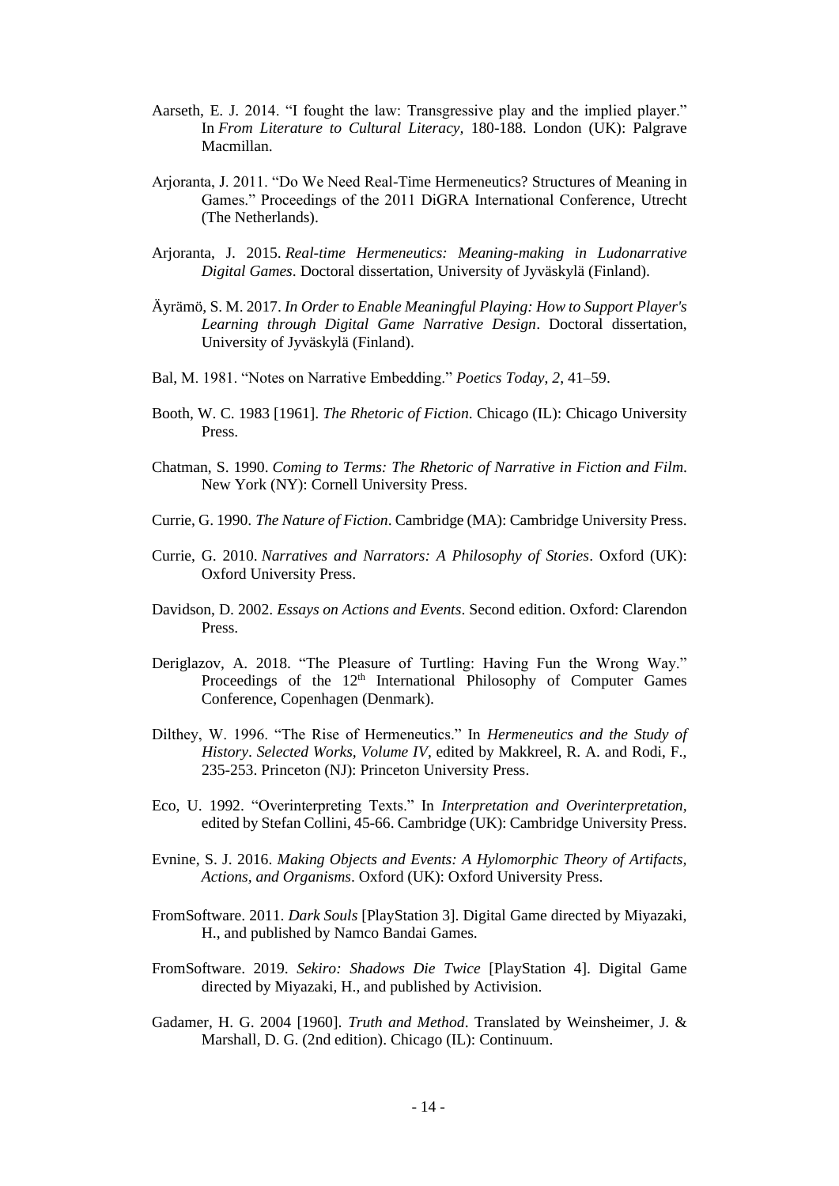Aarseth, E. J. 2014. "I fought the law: Transgressive play and the implied player." In *From Literature to Cultural Literacy*, 180-188. London (UK): Palgrave Macmillan.

Arjoranta, J. 2011. "Do We Need Real-Time Hermeneutics? Structures of Meaning in Games." Proceedings of the 2011 DiGRA International Conference, Utrecht (The Netherlands).

Arjoranta, J. 2015. *Real-time Hermeneutics: Meaning-making in Ludonarrative Digital Games*. Doctoral dissertation, University of Jyväskylä (Finland).

Äyrämö, S. M. 2017. *In Order to Enable Meaningful Playing: How to Support Player's Learning through Digital Game Narrative Design*. Doctoral dissertation, University of Jyväskylä (Finland).

Bal, M. 1981. "Notes on Narrative Embedding." *Poetics Today*, *2*, 41–59.

Booth, W. C. 1983 [1961]. *The Rhetoric of Fiction*. Chicago (IL): Chicago University Press.

Chatman, S. 1990. *Coming to Terms: The Rhetoric of Narrative in Fiction and Film*. New York (NY): Cornell University Press.

Currie, G. 1990. *The Nature of Fiction*. Cambridge (MA): Cambridge University Press.

Currie, G. 2010. *Narratives and Narrators: A Philosophy of Stories*. Oxford (UK): Oxford University Press.

Davidson, D. 2002. *Essays on Actions and Events*. Second edition. Oxford: Clarendon Press.

Deriglazov, A. 2018. "The Pleasure of Turtling: Having Fun the Wrong Way." Proceedings of the 12th International Philosophy of Computer Games Conference, Copenhagen (Denmark).

Dilthey, W. 1996. "The Rise of Hermeneutics." In *Hermeneutics and the Study of History*. *Selected Works, Volume IV*, edited by Makkreel, R. A. and Rodi, F., 235-253. Princeton (NJ): Princeton University Press.

Eco, U. 1992. "Overinterpreting Texts." In *Interpretation and Overinterpretation*, edited by Stefan Collini, 45-66. Cambridge (UK): Cambridge University Press.

Evnine, S. J. 2016. *Making Objects and Events: A Hylomorphic Theory of Artifacts, Actions, and Organisms*. Oxford (UK): Oxford University Press.

FromSoftware. 2011. *Dark Souls* [PlayStation 3]. Digital Game directed by Miyazaki, H., and published by Namco Bandai Games.

FromSoftware. 2019. *Sekiro: Shadows Die Twice* [PlayStation 4]. Digital Game directed by Miyazaki, H., and published by Activision.

Gadamer, H. G. 2004 [1960]. *Truth and Method*. Translated by Weinsheimer, J. & Marshall, D. G. (2nd edition). Chicago (IL): Continuum.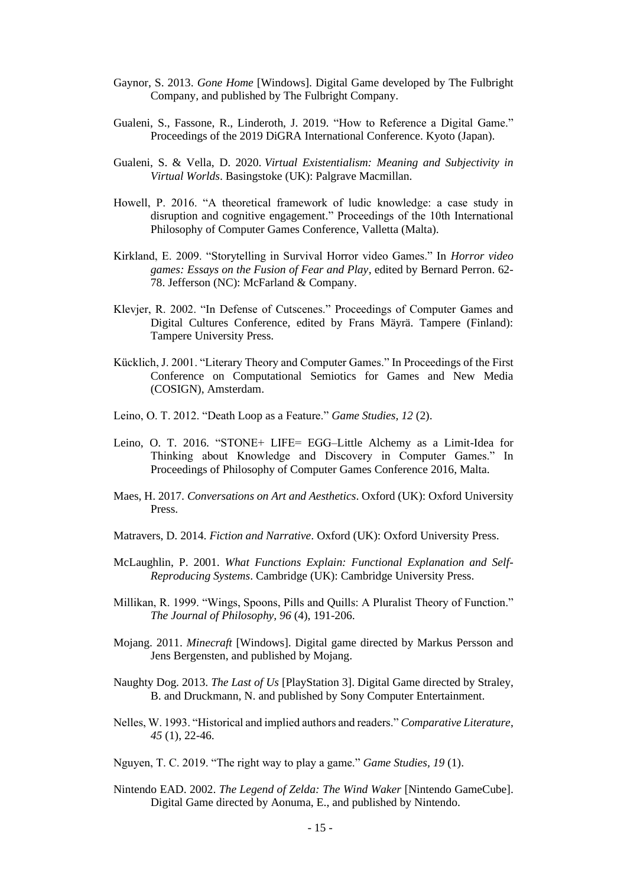Gaynor, S. 2013. *Gone Home* [Windows]. Digital Game developed by The Fulbright Company, and published by The Fulbright Company.

Gualeni, S., Fassone, R., Linderoth, J. 2019. "How to Reference a Digital Game." Proceedings of the 2019 DiGRA International Conference. Kyoto (Japan).

Gualeni, S. & Vella, D. 2020. *Virtual Existentialism: Meaning and Subjectivity in Virtual Worlds*. Basingstoke (UK): Palgrave Macmillan.

Howell, P. 2016. "A theoretical framework of ludic knowledge: a case study in disruption and cognitive engagement." Proceedings of the 10th International Philosophy of Computer Games Conference, Valletta (Malta).

Kirkland, E. 2009. "Storytelling in Survival Horror video Games." In *Horror video games: Essays on the Fusion of Fear and Play*, edited by Bernard Perron. 62-78. Jefferson (NC): McFarland & Company.

Klevjer, R. 2002. "In Defense of Cutscenes." Proceedings of Computer Games and Digital Cultures Conference, edited by Frans Mäyrä. Tampere (Finland): Tampere University Press.

Kücklich, J. 2001. "Literary Theory and Computer Games." In Proceedings of the First Conference on Computational Semiotics for Games and New Media (COSIGN), Amsterdam.

Leino, O. T. 2012. "Death Loop as a Feature." *Game Studies, 12* (2).

Leino, O. T. 2016. "STONE+ LIFE= EGG–Little Alchemy as a Limit-Idea for Thinking about Knowledge and Discovery in Computer Games." In Proceedings of Philosophy of Computer Games Conference 2016, Malta.

Maes, H. 2017. *Conversations on Art and Aesthetics*. Oxford (UK): Oxford University Press.

Matravers, D. 2014. *Fiction and Narrative*. Oxford (UK): Oxford University Press.

McLaughlin, P. 2001. *What Functions Explain: Functional Explanation and Self-Reproducing Systems*. Cambridge (UK): Cambridge University Press.

Millikan, R. 1999. "Wings, Spoons, Pills and Quills: A Pluralist Theory of Function." *The Journal of Philosophy, 96* (4), 191-206.

Mojang. 2011. *Minecraft* [Windows]. Digital game directed by Markus Persson and Jens Bergensten, and published by Mojang.

Naughty Dog. 2013. *The Last of Us* [PlayStation 3]. Digital Game directed by Straley, B. and Druckmann, N. and published by Sony Computer Entertainment.

Nelles, W. 1993. "Historical and implied authors and readers." *Comparative Literature*, *45* (1), 22-46.

Nguyen, T. C. 2019. "The right way to play a game." *Game Studies, 19* (1).

Nintendo EAD. 2002. *The Legend of Zelda: The Wind Waker* [Nintendo GameCube]. Digital Game directed by Aonuma, E., and published by Nintendo.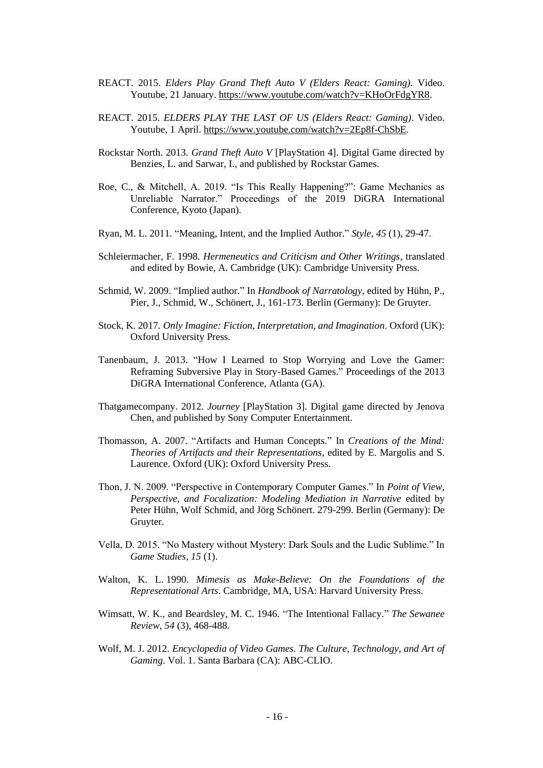REACT. 2015. *Elders Play Grand Theft Auto V (Elders React: Gaming)*. Video. Youtube, 21 January. https://www.youtube.com/watch?v=KHoOrFdgYR8.

REACT. 2015. *ELDERS PLAY THE LAST OF US (Elders React: Gaming)*. Video. Youtube, 1 April. https://www.youtube.com/watch?v=2Ep8f-ChSbE.

Rockstar North. 2013. *Grand Theft Auto V* [PlayStation 4]. Digital Game directed by Benzies, L. and Sarwar, I., and published by Rockstar Games.

Roe, C., & Mitchell, A. 2019. "Is This Really Happening?": Game Mechanics as Unreliable Narrator." Proceedings of the 2019 DiGRA International Conference, Kyoto (Japan).

Ryan, M. L. 2011. "Meaning, Intent, and the Implied Author." *Style*, *45* (1), 29-47.

Schleiermacher, F. 1998. *Hermeneutics and Criticism and Other Writings*, translated and edited by Bowie, A. Cambridge (UK): Cambridge University Press.

Schmid, W. 2009. "Implied author." In *Handbook of Narratology*, edited by Hühn, P., Pier, J., Schmid, W., Schönert, J., 161-173. Berlin (Germany): De Gruyter.

Stock, K. 2017. *Only Imagine: Fiction, Interpretation, and Imagination*. Oxford (UK): Oxford University Press.

Tanenbaum, J. 2013. "How I Learned to Stop Worrying and Love the Gamer: Reframing Subversive Play in Story-Based Games." Proceedings of the 2013 DiGRA International Conference, Atlanta (GA).

Thatgamecompany. 2012. *Journey* [PlayStation 3]. Digital game directed by Jenova Chen, and published by Sony Computer Entertainment.

Thomasson, A. 2007. "Artifacts and Human Concepts." In *Creations of the Mind: Theories of Artifacts and their Representations*, edited by E. Margolis and S. Laurence. Oxford (UK): Oxford University Press.

Thon, J. N. 2009. "Perspective in Contemporary Computer Games." In *Point of View, Perspective, and Focalization: Modeling Mediation in Narrative* edited by Peter Hühn, Wolf Schmid, and Jörg Schönert. 279-299. Berlin (Germany): De Gruyter.

Vella, D. 2015. "No Mastery without Mystery: Dark Souls and the Ludic Sublime." In *Game Studies*, *15* (1).

Walton, K. L. 1990. *Mimesis as Make-Believe: On the Foundations of the Representational Arts*. Cambridge, MA, USA: Harvard University Press.

Wimsatt, W. K., and Beardsley, M. C. 1946. "The Intentional Fallacy." *The Sewanee Review*, *54* (3), 468-488.

Wolf, M. J. 2012. *Encyclopedia of Video Games. The Culture, Technology, and Art of Gaming*. Vol. 1. Santa Barbara (CA): ABC-CLIO.